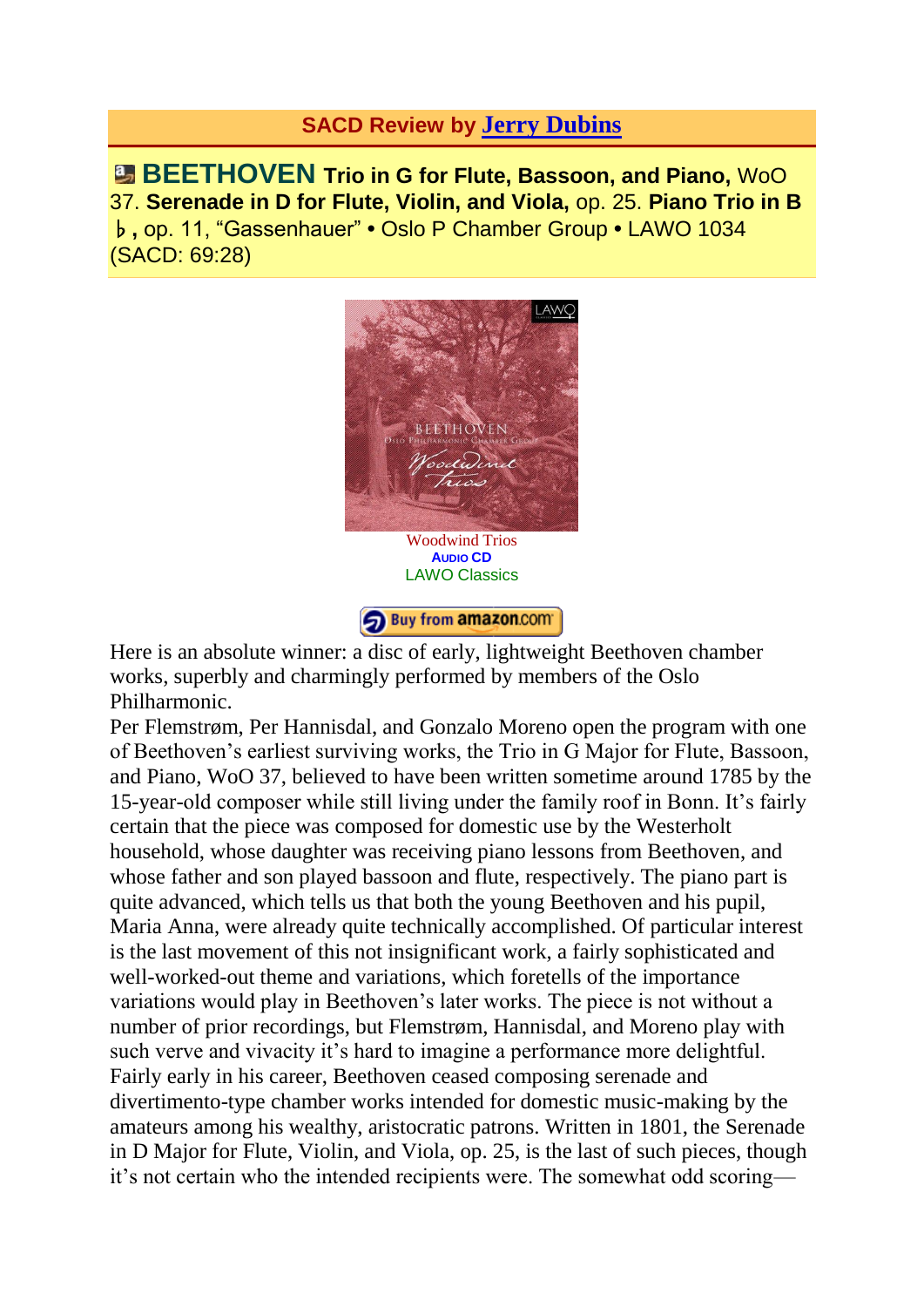**SACD Review by Jerry Dubins**

**BEETHOVEN Trio in G for Flute, Bassoon, and Piano,** WoO 37. **Serenade in D for Flute, Violin, and Viola,** op. 25. **Piano Trio in B♭,** op. 11, “Gassenhauer” • Oslo P Chamber Group • LAWO 1034 (SACD: 69:28)

Woodwind Trios
AUDIO CD
LAWO Classics

Buy from amazon.com

Here is an absolute winner: a disc of early, lightweight Beethoven chamber works, superbly and charmingly performed by members of the Oslo Philharmonic.

Per Flemstrøm, Per Hannisdal, and Gonzalo Moreno open the program with one of Beethoven’s earliest surviving works, the Trio in G Major for Flute, Bassoon, and Piano, WoO 37, believed to have been written sometime around 1785 by the 15-year-old composer while still living under the family roof in Bonn. It’s fairly certain that the piece was composed for domestic use by the Westerholt household, whose daughter was receiving piano lessons from Beethoven, and whose father and son played bassoon and flute, respectively. The piano part is quite advanced, which tells us that both the young Beethoven and his pupil, Maria Anna, were already quite technically accomplished. Of particular interest is the last movement of this not insignificant work, a fairly sophisticated and well-worked-out theme and variations, which foretells of the importance variations would play in Beethoven’s later works. The piece is not without a number of prior recordings, but Flemstrøm, Hannisdal, and Moreno play with such verve and vivacity it’s hard to imagine a performance more delightful.

Fairly early in his career, Beethoven ceased composing serenade and divertimento-type chamber works intended for domestic music-making by the amateurs among his wealthy, aristocratic patrons. Written in 1801, the Serenade in D Major for Flute, Violin, and Viola, op. 25, is the last of such pieces, though it’s not certain who the intended recipients were. The somewhat odd scoring—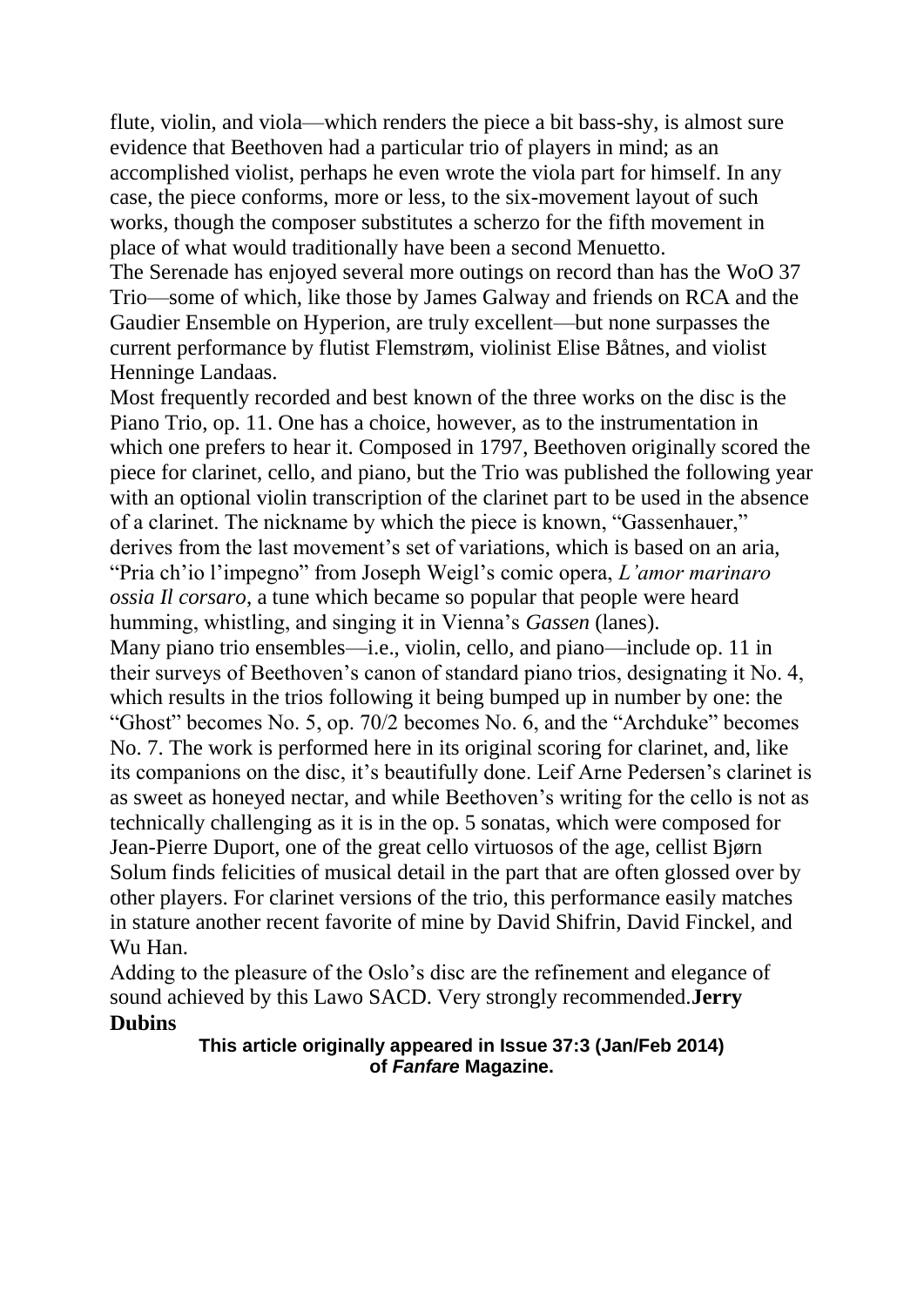flute, violin, and viola—which renders the piece a bit bass-shy, is almost sure evidence that Beethoven had a particular trio of players in mind; as an accomplished violist, perhaps he even wrote the viola part for himself. In any case, the piece conforms, more or less, to the six-movement layout of such works, though the composer substitutes a scherzo for the fifth movement in place of what would traditionally have been a second Menuetto.

The Serenade has enjoyed several more outings on record than has the WoO 37 Trio—some of which, like those by James Galway and friends on RCA and the Gaudier Ensemble on Hyperion, are truly excellent—but none surpasses the current performance by flutist Flemstrøm, violinist Elise Båtnes, and violist Henninge Landaas.

Most frequently recorded and best known of the three works on the disc is the Piano Trio, op. 11. One has a choice, however, as to the instrumentation in which one prefers to hear it. Composed in 1797, Beethoven originally scored the piece for clarinet, cello, and piano, but the Trio was published the following year with an optional violin transcription of the clarinet part to be used in the absence of a clarinet. The nickname by which the piece is known, "Gassenhauer," derives from the last movement's set of variations, which is based on an aria, "Pria ch'io l'impegno" from Joseph Weigl's comic opera, *L'amor marinaro ossia Il corsaro*, a tune which became so popular that people were heard humming, whistling, and singing it in Vienna's *Gassen* (lanes).

Many piano trio ensembles—i.e., violin, cello, and piano—include op. 11 in their surveys of Beethoven's canon of standard piano trios, designating it No. 4, which results in the trios following it being bumped up in number by one: the "Ghost" becomes No. 5, op. 70/2 becomes No. 6, and the "Archduke" becomes No. 7. The work is performed here in its original scoring for clarinet, and, like its companions on the disc, it's beautifully done. Leif Arne Pedersen's clarinet is as sweet as honeyed nectar, and while Beethoven's writing for the cello is not as technically challenging as it is in the op. 5 sonatas, which were composed for Jean-Pierre Duport, one of the great cello virtuosos of the age, cellist Bjørn Solum finds felicities of musical detail in the part that are often glossed over by other players. For clarinet versions of the trio, this performance easily matches in stature another recent favorite of mine by David Shifrin, David Finckel, and Wu Han.

Adding to the pleasure of the Oslo's disc are the refinement and elegance of sound achieved by this Lawo SACD. Very strongly recommended.**Jerry Dubins**

**This article originally appeared in Issue 37:3 (Jan/Feb 2014) of *Fanfare* Magazine.**